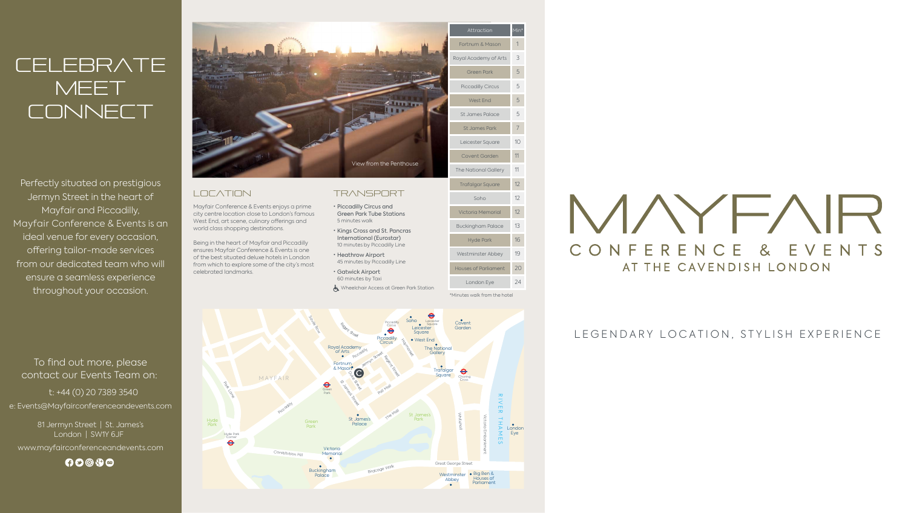# CELEBRATE MEET CONNECT

Perfectly situated on prestigious Jermyn Street in the heart of Mayfair and Piccadilly, Mayfair Conference & Events is an ideal venue for every occasion, offering tailor-made services from our dedicated team who will ensure a seamless experience throughout your occasion.

To find out more, please contact our Events Team on:

t: +44 (0) 20 7389 3540

e: Events@Mayfairconferenceandevents.com

81 Jermyn Street | St. James's
London | SW1Y 6JF

www.mayfairconferenceandevents.com

View from the Penthouse

## LOCATION

Mayfair Conference & Events enjoys a prime city centre location close to London's famous West End, art scene, culinary offerings and world class shopping destinations.

Being in the heart of Mayfair and Piccadilly ensures Mayfair Conference & Events is one of the best situated deluxe hotels in London from which to explore some of the city's most celebrated landmarks.

## TRANSPORT

- Piccadilly Circus and Green Park Tube Stations
  5 minutes walk
- Kings Cross and St. Pancras International (Eurostar)
  10 minutes by Piccadilly Line
- Heathrow Airport
  45 minutes by Piccadilly Line
- Gatwick Airport
  60 minutes by Taxi

Wheelchair Access at Green Park Station

| Attraction | Min* |
|---|---|
| Fortnum & Mason | 1 |
| Royal Academy of Arts | 3 |
| Green Park | 5 |
| Piccadilly Circus | 5 |
| West End | 5 |
| St James Palace | 5 |
| St James Park | 7 |
| Leicester Square | 10 |
| Covent Garden | 11 |
| The National Gallery | 11 |
| Trafalgar Square | 12 |
| Soho | 12 |
| Victoria Memorial | 12 |
| Buckingham Palace | 13 |
| Hyde Park | 16 |
| Westminster Abbey | 19 |
| Houses of Parliament | 20 |
| London Eye | 24 |

*Minutes walk from the hotel

# MAYFAIR

CONFERENCE & EVENTS
AT THE CAVENDISH LONDON

LEGENDARY LOCATION, STYLISH EXPERIENCE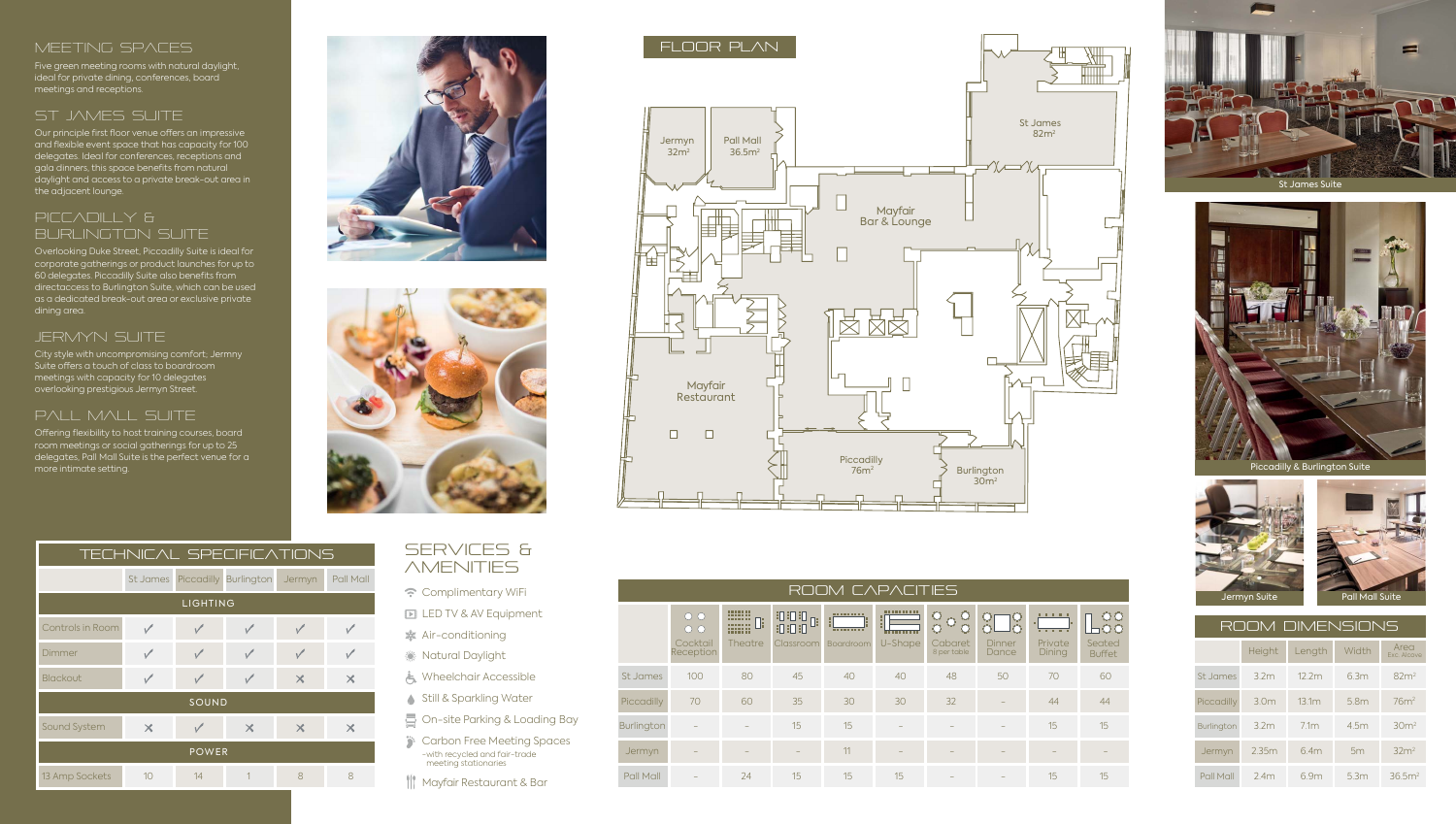## MEETING SPACES

Five green meeting rooms with natural daylight, ideal for private dining, conferences, board meetings and receptions.

## ST JAMES SUITE

Our principle first floor venue offers an impressive and flexible event space that has capacity for 100 delegates. Ideal for conferences, receptions and gala dinners, this space benefits from natural daylight and access to a private break-out area in the adjacent lounge.

## PICCADILLY & BURLINGTON SUITE

Overlooking Duke Street, Piccadilly Suite is ideal for corporate gatherings or product launches for up to 60 delegates. Piccadilly Suite also benefits from directaccess to Burlington Suite, which can be used as a dedicated break-out area or exclusive private dining area.

## JERMYN SUITE

City style with uncompromising comfort; Jermyn Suite offers a touch of class to boardroom meetings with capacity for 10 delegates overlooking prestigious Jermyn Street.

## PALL MALL SUITE

Offering flexibility to host training courses, board room meetings or social gatherings for up to 25 delegates, Pall Mall Suite is the perfect venue for a more intimate setting.

## TECHNICAL SPECIFICATIONS

| | St James | Piccadilly | Burlington | Jermyn | Pall Mall |
|---|---|---|---|---|---|
| **LIGHTING** | | | | | |
| Controls in Room | ✓ | ✓ | ✓ | ✓ | ✓ |
| Dimmer | ✓ | ✓ | ✓ | ✓ | ✓ |
| Blackout | ✓ | ✓ | ✓ | ✕ | ✕ |
| **SOUND** | | | | | |
| Sound System | ✕ | ✓ | ✕ | ✕ | ✕ |
| **POWER** | | | | | |
| 13 Amp Sockets | 10 | 14 | 1 | 8 | 8 |

## SERVICES & AMENITIES

- Complimentary WiFi
- LED TV & AV Equipment
- Air-conditioning
- Natural Daylight
- Wheelchair Accessible
- Still & Sparkling Water
- On-site Parking & Loading Bay
- Carbon Free Meeting Spaces
  - with recycled and fair-trade meeting stationaries
- Mayfair Restaurant & Bar

## FLOOR PLAN

Jermyn 32m²
Pall Mall 36.5m²
St James 82m²
Mayfair Bar & Lounge
Mayfair Restaurant
Piccadilly 76m²
Burlington 30m²

St James Suite

Piccadilly & Burlington Suite

Jermyn Suite

Pall Mall Suite

## ROOM CAPACITIES

| | Cocktail Reception | Theatre | Classroom | Boardroom | U-Shape | Cabaret (8 per table) | Dinner Dance | Private Dining | Seated Buffet |
|---|---|---|---|---|---|---|---|---|---|
| St James | 100 | 80 | 45 | 40 | 40 | 48 | 50 | 70 | 60 |
| Piccadilly | 70 | 60 | 35 | 30 | 30 | 32 | – | 44 | 44 |
| Burlington | – | – | 15 | 15 | – | – | – | 15 | 15 |
| Jermyn | – | – | – | 11 | – | – | – | – | – |
| Pall Mall | – | 24 | 15 | 15 | 15 | – | – | 15 | 15 |

## ROOM DIMENSIONS

| | Height | Length | Width | Area (Exc. Alcove) |
|---|---|---|---|---|
| St James | 3.2m | 12.2m | 6.3m | 82m² |
| Piccadilly | 3.0m | 13.1m | 5.8m | 76m² |
| Burlington | 3.2m | 7.1m | 4.5m | 30m² |
| Jermyn | 2.35m | 6.4m | 5m | 32m² |
| Pall Mall | 2.4m | 6.9m | 5.3m | 36.5m² |